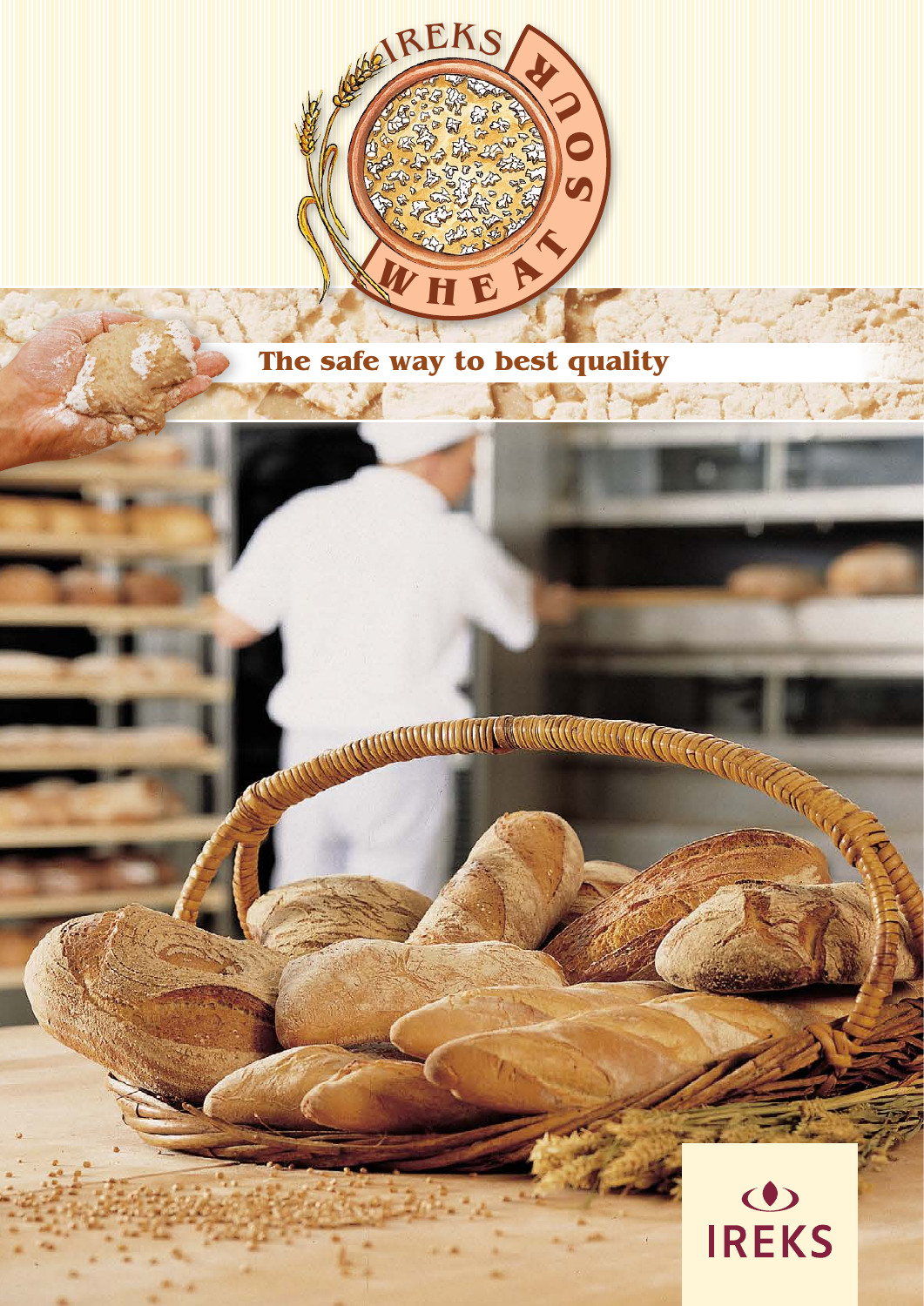IREKS WHEAT SOUR

## The safe way to best quality

IREKS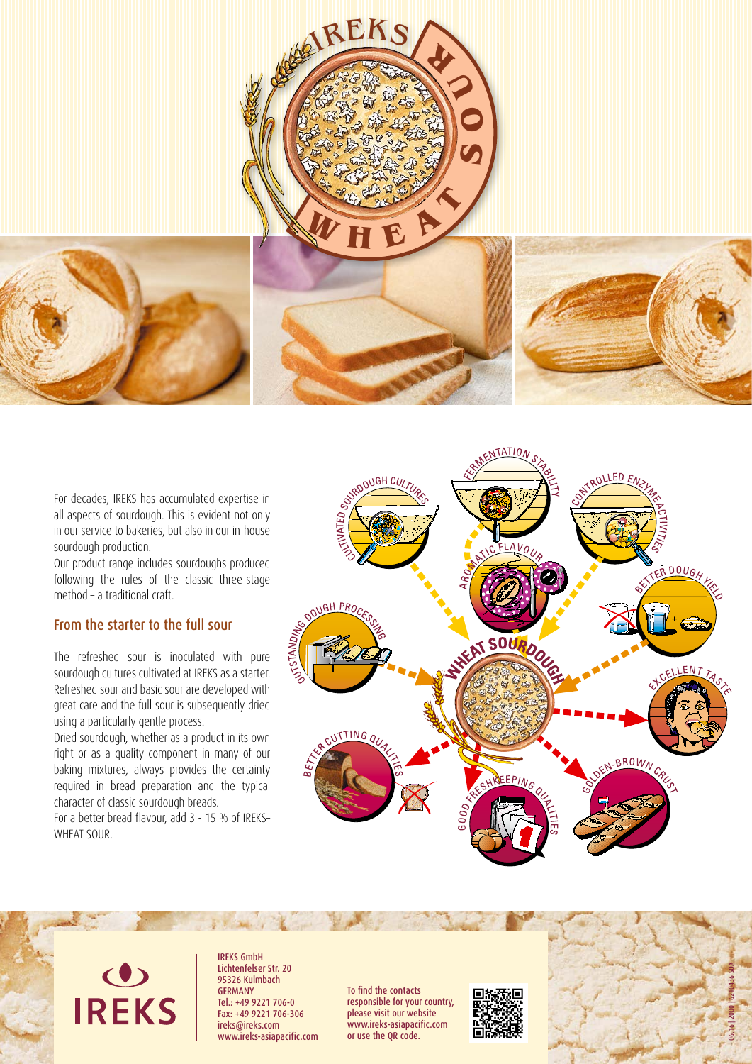For decades, IREKS has accumulated expertise in all aspects of sourdough. This is evident not only in our service to bakeries, but also in our in-house sourdough production.

Our product range includes sourdoughs produced following the rules of the classic three-stage method – a traditional craft.

## From the starter to the full sour

The refreshed sour is inoculated with pure sourdough cultures cultivated at IREKS as a starter. Refreshed sour and basic sour are developed with great care and the full sour is subsequently dried using a particularly gentle process.

Dried sourdough, whether as a product in its own right or as a quality component in many of our baking mixtures, always provides the certainty required in bread preparation and the typical character of classic sourdough breads.

For a better bread flavour, add 3 - 15 % of IREKS-WHEAT SOUR.

IREKS GmbH
Lichtenfelser Str. 20
95326 Kulmbach
GERMANY
Tel.: +49 9221 706-0
Fax: +49 9221 706-306
ireks@ireks.com
www.ireks-asiapacific.com

To find the contacts responsible for your country, please visit our website www.ireks-asiapacific.com or use the QR code.